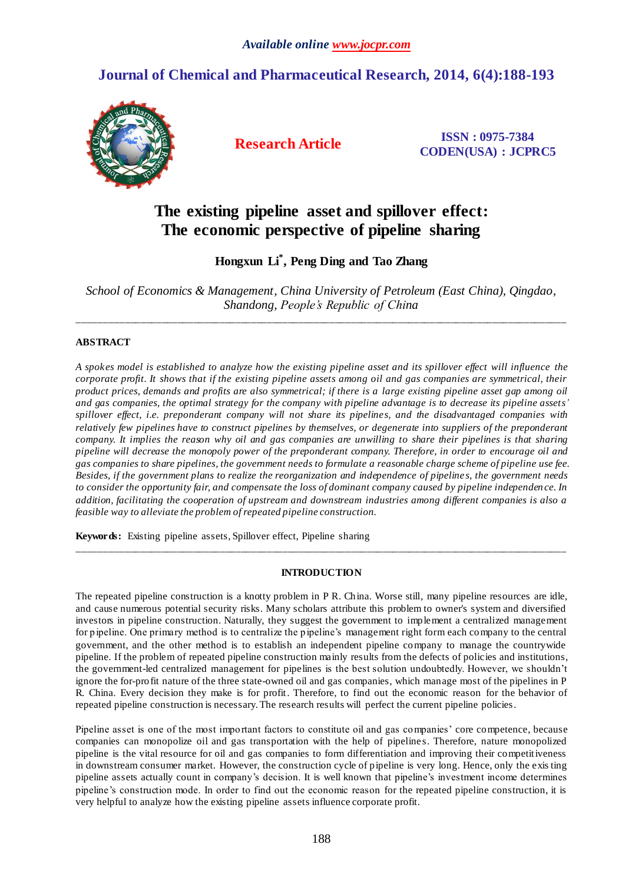*Available online www.jocpr.com*

**Journal of Chemical and Pharmaceutical Research, 2014, 6(4):188-193**

**Research Article**

**ISSN : 0975-7384**
**CODEN(USA) : JCPRC5**

# The existing pipeline asset and spillover effect: The economic perspective of pipeline sharing

**Hongxun Li*, Peng Ding and Tao Zhang**

*School of Economics & Management, China University of Petroleum (East China), Qingdao, Shandong, People's Republic of China*

---

## ABSTRACT

*A spokes model is established to analyze how the existing pipeline asset and its spillover effect will influence the corporate profit. It shows that if the existing pipeline assets among oil and gas companies are symmetrical, their product prices, demands and profits are also symmetrical; if there is a large existing pipeline asset gap among oil and gas companies, the optimal strategy for the company with pipeline advantage is to decrease its pipeline assets' spillover effect, i.e. preponderant company will not share its pipelines, and the disadvantaged companies with relatively few pipelines have to construct pipelines by themselves, or degenerate into suppliers of the preponderant company. It implies the reason why oil and gas companies are unwilling to share their pipelines is that sharing pipeline will decrease the monopoly power of the preponderant company. Therefore, in order to encourage oil and gas companies to share pipelines, the government needs to formulate a reasonable charge scheme of pipeline use fee. Besides, if the government plans to realize the reorganization and independence of pipelines, the government needs to consider the opportunity fair, and compensate the loss of dominant company caused by pipeline independence. In addition, facilitating the cooperation of upstream and downstream industries among different companies is also a feasible way to alleviate the problem of repeated pipeline construction.*

**Keywords:** Existing pipeline assets, Spillover effect, Pipeline sharing

---

## INTRODUCTION

The repeated pipeline construction is a knotty problem in P R. China. Worse still, many pipeline resources are idle, and cause numerous potential security risks. Many scholars attribute this problem to owner's system and diversified investors in pipeline construction. Naturally, they suggest the government to implement a centralized management for pipeline. One primary method is to centralize the pipeline's management right form each company to the central government, and the other method is to establish an independent pipeline company to manage the countrywide pipeline. If the problem of repeated pipeline construction mainly results from the defects of policies and institutions, the government-led centralized management for pipelines is the best solution undoubtedly. However, we shouldn't ignore the for-profit nature of the three state-owned oil and gas companies, which manage most of the pipelines in P R. China. Every decision they make is for profit. Therefore, to find out the economic reason for the behavior of repeated pipeline construction is necessary. The research results will perfect the current pipeline policies.

Pipeline asset is one of the most important factors to constitute oil and gas companies' core competence, because companies can monopolize oil and gas transportation with the help of pipelines. Therefore, nature monopolized pipeline is the vital resource for oil and gas companies to form differentiation and improving their competitiveness in downstream consumer market. However, the construction cycle of pipeline is very long. Hence, only the existing pipeline assets actually count in company's decision. It is well known that pipeline's investment income determines pipeline's construction mode. In order to find out the economic reason for the repeated pipeline construction, it is very helpful to analyze how the existing pipeline assets influence corporate profit.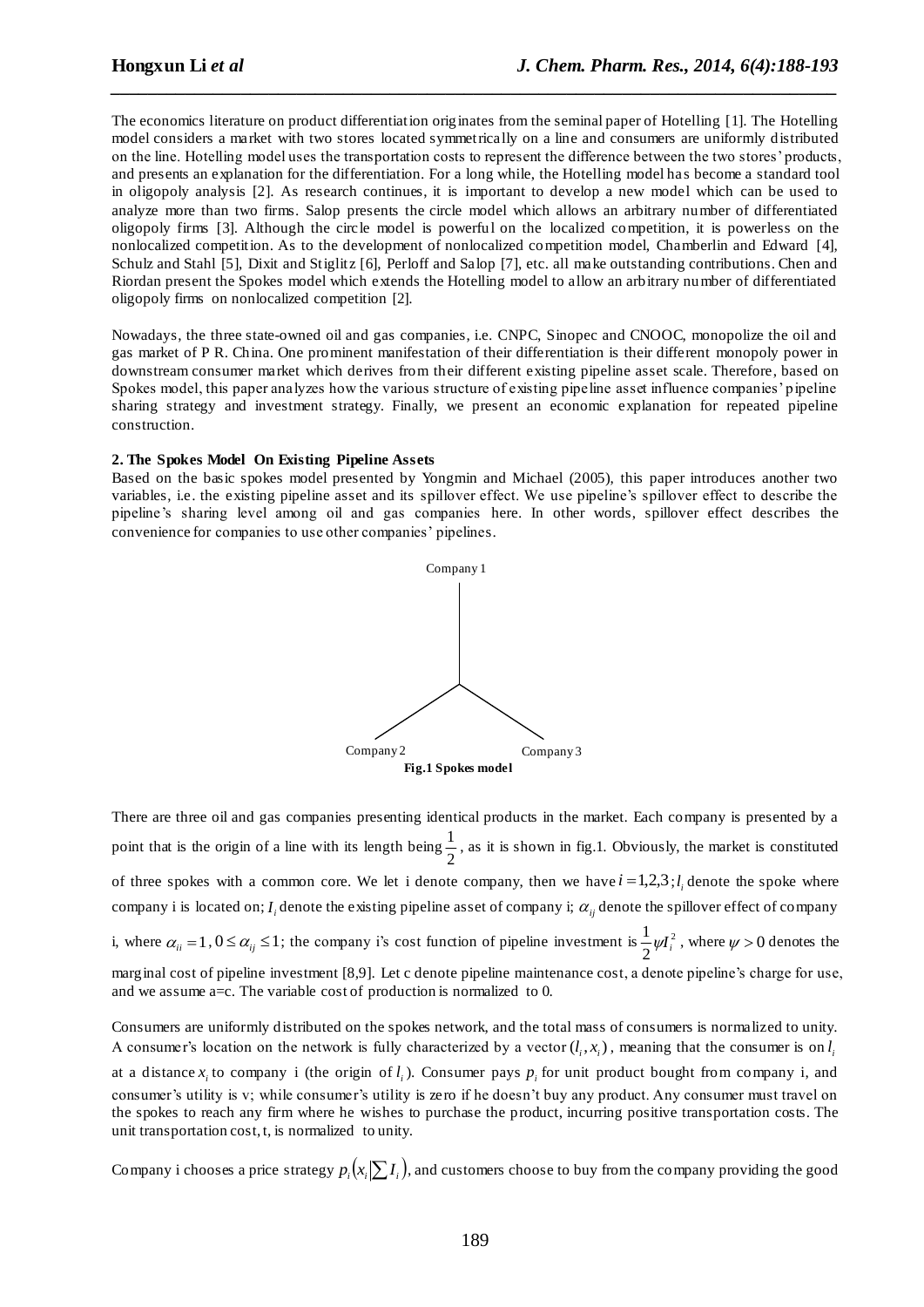The economics literature on product differentiation originates from the seminal paper of Hotelling [1]. The Hotelling model considers a market with two stores located symmetrically on a line and consumers are uniformly distributed on the line. Hotelling model uses the transportation costs to represent the difference between the two stores' products, and presents an explanation for the differentiation. For a long while, the Hotelling model has become a standard tool in oligopoly analysis [2]. As research continues, it is important to develop a new model which can be used to analyze more than two firms. Salop presents the circle model which allows an arbitrary number of differentiated oligopoly firms [3]. Although the circle model is powerful on the localized competition, it is powerless on the nonlocalized competition. As to the development of nonlocalized competition model, Chamberlin and Edward [4], Schulz and Stahl [5], Dixit and Stiglitz [6], Perloff and Salop [7], etc. all make outstanding contributions. Chen and Riordan present the Spokes model which extends the Hotelling model to allow an arbitrary number of differentiated oligopoly firms on nonlocalized competition [2].

Nowadays, the three state-owned oil and gas companies, i.e. CNPC, Sinopec and CNOOC, monopolize the oil and gas market of P R. China. One prominent manifestation of their differentiation is their different monopoly power in downstream consumer market which derives from their different existing pipeline asset scale. Therefore, based on Spokes model, this paper analyzes how the various structure of existing pipeline asset influence companies' pipeline sharing strategy and investment strategy. Finally, we present an economic explanation for repeated pipeline construction.

## 2. The Spokes Model On Existing Pipeline Assets

Based on the basic spokes model presented by Yongmin and Michael (2005), this paper introduces another two variables, i.e. the existing pipeline asset and its spillover effect. We use pipeline's spillover effect to describe the pipeline's sharing level among oil and gas companies here. In other words, spillover effect describes the convenience for companies to use other companies' pipelines.

Company 1

Company 2 Company 3

**Fig.1 Spokes model**

There are three oil and gas companies presenting identical products in the market. Each company is presented by a point that is the origin of a line with its length being $\frac{1}{2}$, as it is shown in fig.1. Obviously, the market is constituted of three spokes with a common core. We let i denote company, then we have $i = 1,2,3$; $l_i$ denote the spoke where company i is located on; $I_i$ denote the existing pipeline asset of company i; $\alpha_{ij}$ denote the spillover effect of company i, where $\alpha_{ii} = 1$, $0 \le \alpha_{ij} \le 1$; the company i's cost function of pipeline investment is $\frac{1}{2}\psi I_i^2$, where $\psi > 0$ denotes the marginal cost of pipeline investment [8,9]. Let c denote pipeline maintenance cost, a denote pipeline's charge for use, and we assume a=c. The variable cost of production is normalized to 0.

Consumers are uniformly distributed on the spokes network, and the total mass of consumers is normalized to unity. A consumer's location on the network is fully characterized by a vector $(l_i, x_i)$, meaning that the consumer is on $l_i$ at a distance $x_i$ to company i (the origin of $l_i$). Consumer pays $p_i$ for unit product bought from company i, and consumer's utility is v; while consumer's utility is zero if he doesn't buy any product. Any consumer must travel on the spokes to reach any firm where he wishes to purchase the product, incurring positive transportation costs. The unit transportation cost, t, is normalized to unity.

Company i chooses a price strategy $p_i\left(x_i \middle| \sum I_i\right)$, and customers choose to buy from the company providing the good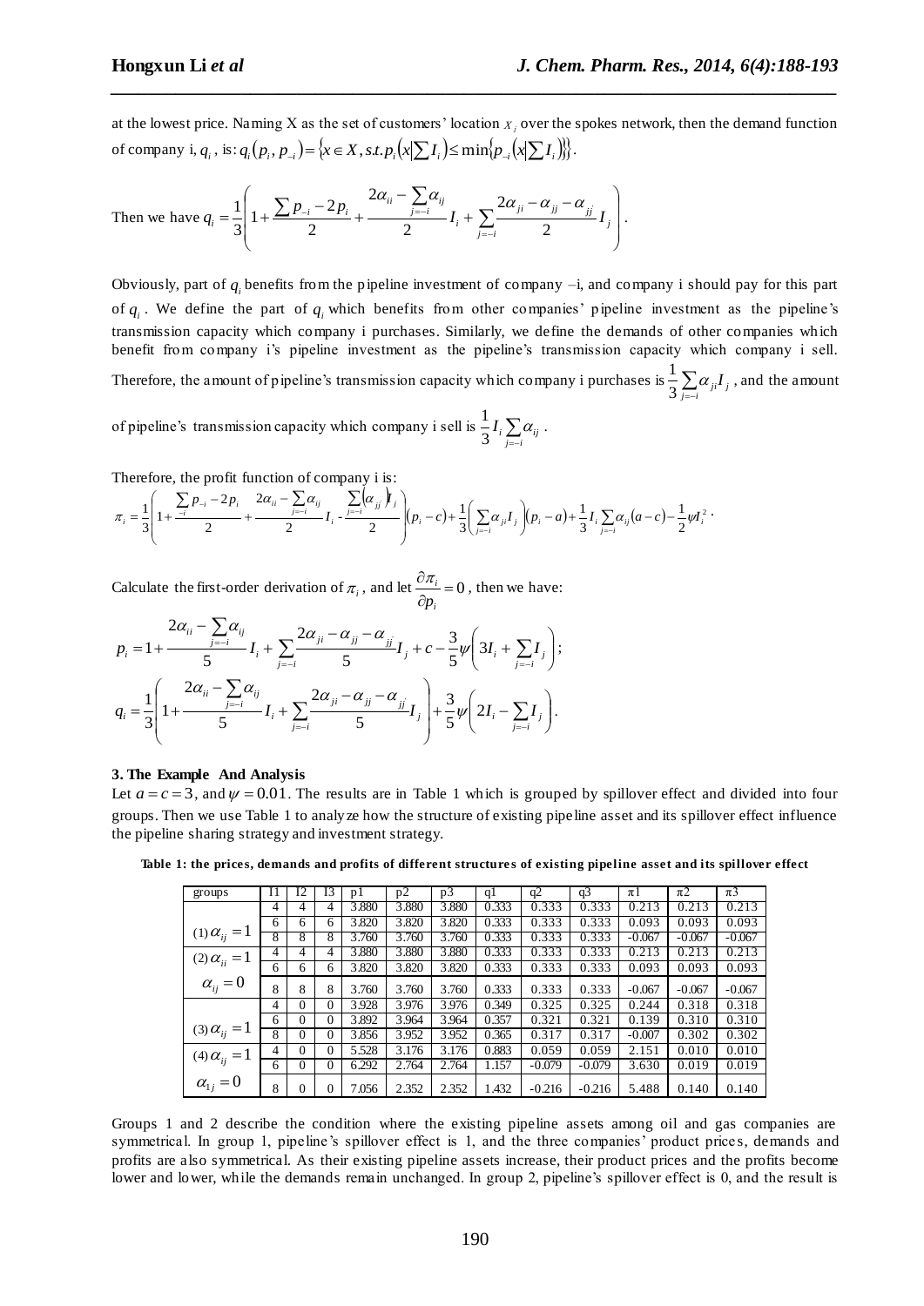at the lowest price. Naming X as the set of customers' location $x_i$ over the spokes network, then the demand function of company i, $q_i$, is: $q_i(p_i, p_{-i}) = \{x \in X, s.t. p_i(x|\sum I_i) \le \min\{p_{-i}(x|\sum I_i)\}\}$.

Then we have $q_i = \frac{1}{3}\left(1 + \frac{\sum p_{-i} - 2p_i}{2} + \frac{2\alpha_{ii} - \sum_{j=-i}\alpha_{ij}}{2} I_i + \sum_{j=-i}\frac{2\alpha_{ji} - \alpha_{jj} - \alpha_{jj'}}{2} I_j\right)$.

Obviously, part of $q_i$ benefits from the pipeline investment of company –i, and company i should pay for this part of $q_i$. We define the part of $q_i$ which benefits from other companies' pipeline investment as the pipeline's transmission capacity which company i purchases. Similarly, we define the demands of other companies which benefit from company i's pipeline investment as the pipeline's transmission capacity which company i sell. Therefore, the amount of pipeline's transmission capacity which company i purchases is $\frac{1}{3}\sum_{j=-i}\alpha_{ji} I_j$, and the amount of pipeline's transmission capacity which company i sell is $\frac{1}{3} I_i \sum_{j=-i}\alpha_{ij}$.

Therefore, the profit function of company i is:

$$\pi_i = \frac{1}{3}\left(1 + \frac{\sum_{-i} p_{-i} - 2p_i}{2} + \frac{2\alpha_{ii} - \sum_{j=-i}\alpha_{ij}}{2} I_i - \frac{\sum_{j=-i}(\alpha_{jj})I_j}{2}\right)(p_i - c) + \frac{1}{3}\left(\sum_{j=-i}\alpha_{ji} I_j\right)(p_i - a) + \frac{1}{3} I_i \sum_{j=-i}\alpha_{ij}(a - c) - \frac{1}{2}\psi I_i^2 .$$

Calculate the first-order derivation of $\pi_i$, and let $\frac{\partial \pi_i}{\partial p_i} = 0$, then we have:

$$p_i = 1 + \frac{2\alpha_{ii} - \sum_{j=-i}\alpha_{ij}}{5} I_i + \sum_{j=-i}\frac{2\alpha_{ji} - \alpha_{jj} - \alpha_{jj'}}{5} I_j + c - \frac{3}{5}\psi\left(3I_i + \sum_{j=-i} I_j\right);$$

$$q_i = \frac{1}{3}\left(1 + \frac{2\alpha_{ii} - \sum_{j=-i}\alpha_{ij}}{5} I_i + \sum_{j=-i}\frac{2\alpha_{ji} - \alpha_{jj} - \alpha_{jj'}}{5} I_j\right) + \frac{3}{5}\psi\left(2I_i - \sum_{j=-i} I_j\right).$$

### 3. The Example And Analysis

Let $a = c = 3$, and $\psi = 0.01$. The results are in Table 1 which is grouped by spillover effect and divided into four groups. Then we use Table 1 to analyze how the structure of existing pipeline asset and its spillover effect influence the pipeline sharing strategy and investment strategy.

**Table 1: the prices, demands and profits of different structures of existing pipeline asset and its spillover effect**

| groups | I1 | I2 | I3 | p1 | p2 | p3 | q1 | q2 | q3 | π1 | π2 | π3 |
|---|---|---|---|---|---|---|---|---|---|---|---|---|
| (1) $\alpha_{ij} = 1$ | 4 | 4 | 4 | 3.880 | 3.880 | 3.880 | 0.333 | 0.333 | 0.333 | 0.213 | 0.213 | 0.213 |
| | 6 | 6 | 6 | 3.820 | 3.820 | 3.820 | 0.333 | 0.333 | 0.333 | 0.093 | 0.093 | 0.093 |
| | 8 | 8 | 8 | 3.760 | 3.760 | 3.760 | 0.333 | 0.333 | 0.333 | -0.067 | -0.067 | -0.067 |
| (2) $\alpha_{ii} = 1$, $\alpha_{ij} = 0$ | 4 | 4 | 4 | 3.880 | 3.880 | 3.880 | 0.333 | 0.333 | 0.333 | 0.213 | 0.213 | 0.213 |
| | 6 | 6 | 6 | 3.820 | 3.820 | 3.820 | 0.333 | 0.333 | 0.333 | 0.093 | 0.093 | 0.093 |
| | 8 | 8 | 8 | 3.760 | 3.760 | 3.760 | 0.333 | 0.333 | 0.333 | -0.067 | -0.067 | -0.067 |
| (3) $\alpha_{ij} = 1$ | 4 | 0 | 0 | 3.928 | 3.976 | 3.976 | 0.349 | 0.325 | 0.325 | 0.244 | 0.318 | 0.318 |
| | 6 | 0 | 0 | 3.892 | 3.964 | 3.964 | 0.357 | 0.321 | 0.321 | 0.139 | 0.310 | 0.310 |
| | 8 | 0 | 0 | 3.856 | 3.952 | 3.952 | 0.365 | 0.317 | 0.317 | -0.007 | 0.302 | 0.302 |
| (4) $\alpha_{ij} = 1$, $\alpha_{1j} = 0$ | 4 | 0 | 0 | 5.528 | 3.176 | 3.176 | 0.883 | 0.059 | 0.059 | 2.151 | 0.010 | 0.010 |
| | 6 | 0 | 0 | 6.292 | 2.764 | 2.764 | 1.157 | -0.079 | -0.079 | 3.630 | 0.019 | 0.019 |
| | 8 | 0 | 0 | 7.056 | 2.352 | 2.352 | 1.432 | -0.216 | -0.216 | 5.488 | 0.140 | 0.140 |

Groups 1 and 2 describe the condition where the existing pipeline assets among oil and gas companies are symmetrical. In group 1, pipeline's spillover effect is 1, and the three companies' product prices, demands and profits are also symmetrical. As their existing pipeline assets increase, their product prices and the profits become lower and lower, while the demands remain unchanged. In group 2, pipeline's spillover effect is 0, and the result is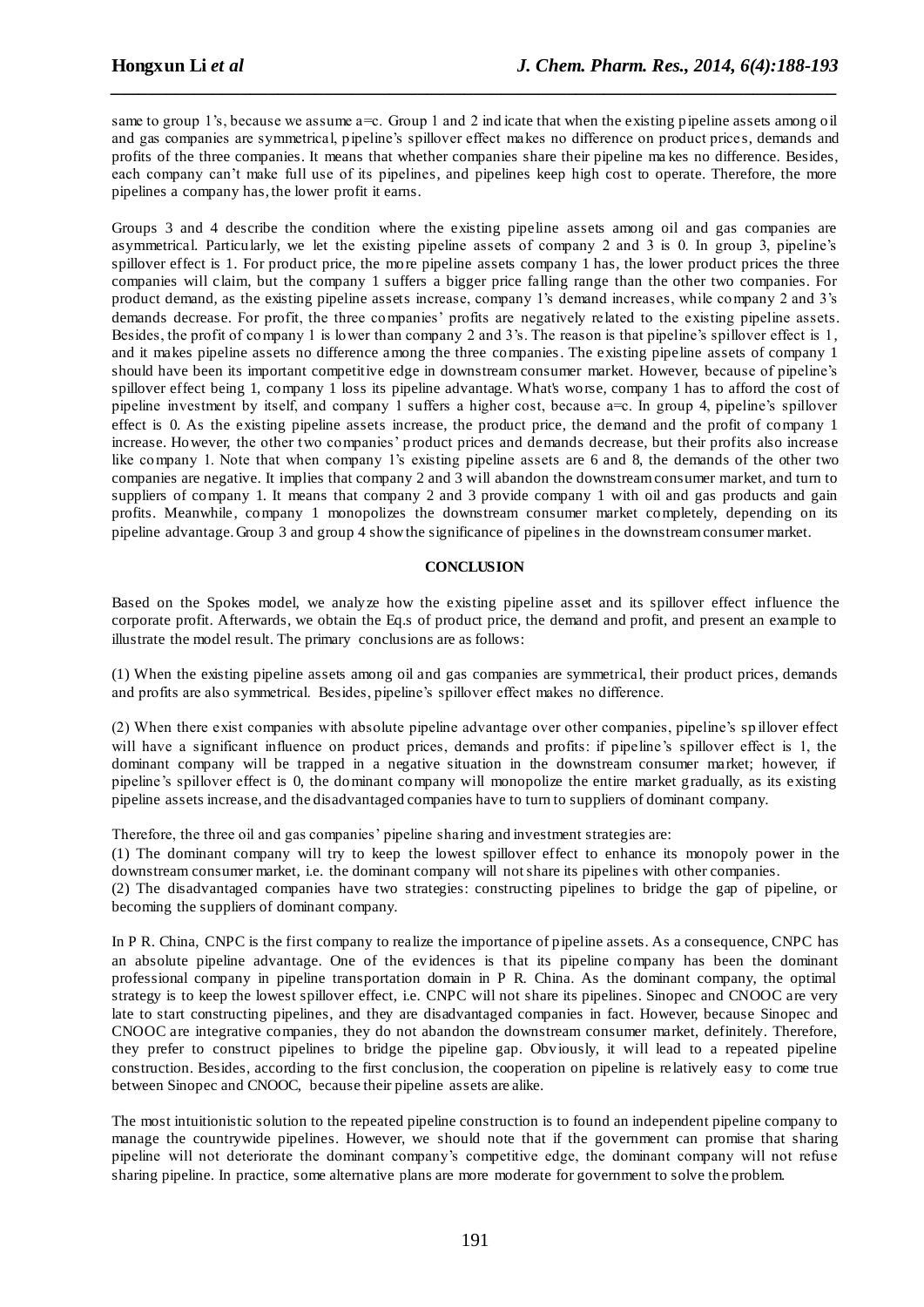same to group 1's, because we assume a=c. Group 1 and 2 indicate that when the existing pipeline assets among oil and gas companies are symmetrical, pipeline's spillover effect makes no difference on product prices, demands and profits of the three companies. It means that whether companies share their pipeline makes no difference. Besides, each company can't make full use of its pipelines, and pipelines keep high cost to operate. Therefore, the more pipelines a company has, the lower profit it earns.

Groups 3 and 4 describe the condition where the existing pipeline assets among oil and gas companies are asymmetrical. Particularly, we let the existing pipeline assets of company 2 and 3 is 0. In group 3, pipeline's spillover effect is 1. For product price, the more pipeline assets company 1 has, the lower product prices the three companies will claim, but the company 1 suffers a bigger price falling range than the other two companies. For product demand, as the existing pipeline assets increase, company 1's demand increases, while company 2 and 3's demands decrease. For profit, the three companies' profits are negatively related to the existing pipeline assets. Besides, the profit of company 1 is lower than company 2 and 3's. The reason is that pipeline's spillover effect is 1, and it makes pipeline assets no difference among the three companies. The existing pipeline assets of company 1 should have been its important competitive edge in downstream consumer market. However, because of pipeline's spillover effect being 1, company 1 loss its pipeline advantage. What's worse, company 1 has to afford the cost of pipeline investment by itself, and company 1 suffers a higher cost, because a=c. In group 4, pipeline's spillover effect is 0. As the existing pipeline assets increase, the product price, the demand and the profit of company 1 increase. However, the other two companies' product prices and demands decrease, but their profits also increase like company 1. Note that when company 1's existing pipeline assets are 6 and 8, the demands of the other two companies are negative. It implies that company 2 and 3 will abandon the downstream consumer market, and turn to suppliers of company 1. It means that company 2 and 3 provide company 1 with oil and gas products and gain profits. Meanwhile, company 1 monopolizes the downstream consumer market completely, depending on its pipeline advantage. Group 3 and group 4 show the significance of pipelines in the downstream consumer market.

## CONCLUSION

Based on the Spokes model, we analyze how the existing pipeline asset and its spillover effect influence the corporate profit. Afterwards, we obtain the Eq.s of product price, the demand and profit, and present an example to illustrate the model result. The primary conclusions are as follows:

(1) When the existing pipeline assets among oil and gas companies are symmetrical, their product prices, demands and profits are also symmetrical. Besides, pipeline's spillover effect makes no difference.

(2) When there exist companies with absolute pipeline advantage over other companies, pipeline's spillover effect will have a significant influence on product prices, demands and profits: if pipeline's spillover effect is 1, the dominant company will be trapped in a negative situation in the downstream consumer market; however, if pipeline's spillover effect is 0, the dominant company will monopolize the entire market gradually, as its existing pipeline assets increase, and the disadvantaged companies have to turn to suppliers of dominant company.

Therefore, the three oil and gas companies' pipeline sharing and investment strategies are:

(1) The dominant company will try to keep the lowest spillover effect to enhance its monopoly power in the downstream consumer market, i.e. the dominant company will not share its pipelines with other companies.

(2) The disadvantaged companies have two strategies: constructing pipelines to bridge the gap of pipeline, or becoming the suppliers of dominant company.

In P R. China, CNPC is the first company to realize the importance of pipeline assets. As a consequence, CNPC has an absolute pipeline advantage. One of the evidences is that its pipeline company has been the dominant professional company in pipeline transportation domain in P R. China. As the dominant company, the optimal strategy is to keep the lowest spillover effect, i.e. CNPC will not share its pipelines. Sinopec and CNOOC are very late to start constructing pipelines, and they are disadvantaged companies in fact. However, because Sinopec and CNOOC are integrative companies, they do not abandon the downstream consumer market, definitely. Therefore, they prefer to construct pipelines to bridge the pipeline gap. Obviously, it will lead to a repeated pipeline construction. Besides, according to the first conclusion, the cooperation on pipeline is relatively easy to come true between Sinopec and CNOOC, because their pipeline assets are alike.

The most intuitionistic solution to the repeated pipeline construction is to found an independent pipeline company to manage the countrywide pipelines. However, we should note that if the government can promise that sharing pipeline will not deteriorate the dominant company's competitive edge, the dominant company will not refuse sharing pipeline. In practice, some alternative plans are more moderate for government to solve the problem.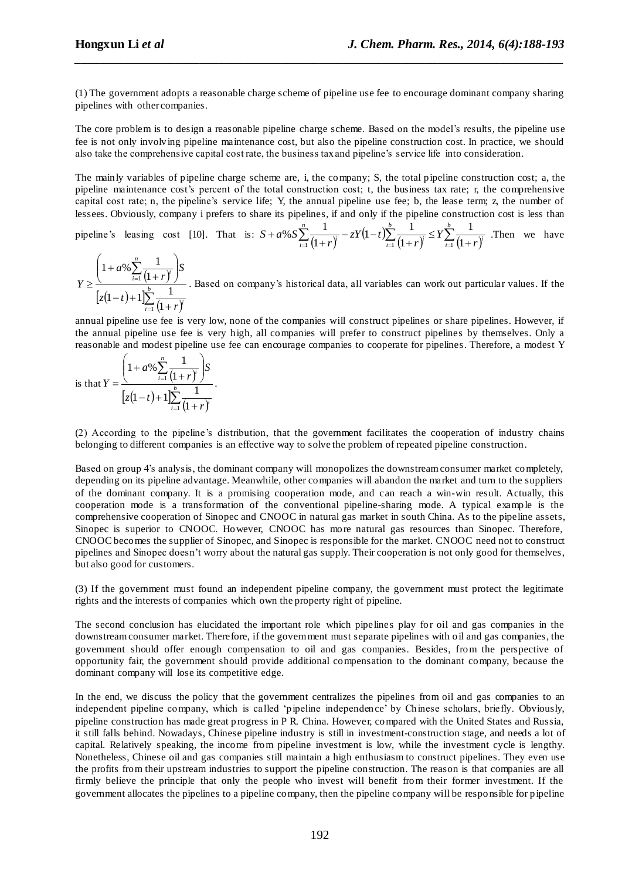(1) The government adopts a reasonable charge scheme of pipeline use fee to encourage dominant company sharing pipelines with other companies.

The core problem is to design a reasonable pipeline charge scheme. Based on the model's results, the pipeline use fee is not only involving pipeline maintenance cost, but also the pipeline construction cost. In practice, we should also take the comprehensive capital cost rate, the business tax and pipeline's service life into consideration.

The mainly variables of pipeline charge scheme are, i, the company; S, the total pipeline construction cost; a, the pipeline maintenance cost's percent of the total construction cost; t, the business tax rate; r, the comprehensive capital cost rate; n, the pipeline's service life; Y, the annual pipeline use fee; b, the lease term; z, the number of lessees. Obviously, company i prefers to share its pipelines, if and only if the pipeline construction cost is less than pipeline's leasing cost [10]. That is: $S + a\%S\sum_{i=1}^{n}\frac{1}{(1+r)^i} - zY(1-t)\sum_{i=1}^{b}\frac{1}{(1+r)^i} \le Y\sum_{i=1}^{b}\frac{1}{(1+r)^i}$ .Then we have $Y \ge \frac{\left(1 + a\%\sum_{i=1}^{n}\frac{1}{(1+r)^i}\right)S}{\left[z(1-t)+1\right]\sum_{i=1}^{b}\frac{1}{(1+r)^i}}$. Based on company's historical data, all variables can work out particular values. If the annual pipeline use fee is very low, none of the companies will construct pipelines or share pipelines. However, if the annual pipeline use fee is very high, all companies will prefer to construct pipelines by themselves. Only a reasonable and modest pipeline use fee can encourage companies to cooperate for pipelines. Therefore, a modest Y is that $Y = \frac{\left(1 + a\%\sum_{i=1}^{n}\frac{1}{(1+r)^i}\right)S}{\left[z(1-t)+1\right]\sum_{i=1}^{b}\frac{1}{(1+r)^i}}$.

(2) According to the pipeline's distribution, that the government facilitates the cooperation of industry chains belonging to different companies is an effective way to solve the problem of repeated pipeline construction.

Based on group 4's analysis, the dominant company will monopolizes the downstream consumer market completely, depending on its pipeline advantage. Meanwhile, other companies will abandon the market and turn to the suppliers of the dominant company. It is a promising cooperation mode, and can reach a win-win result. Actually, this cooperation mode is a transformation of the conventional pipeline-sharing mode. A typical example is the comprehensive cooperation of Sinopec and CNOOC in natural gas market in south China. As to the pipeline assets, Sinopec is superior to CNOOC. However, CNOOC has more natural gas resources than Sinopec. Therefore, CNOOC becomes the supplier of Sinopec, and Sinopec is responsible for the market. CNOOC need not to construct pipelines and Sinopec doesn't worry about the natural gas supply. Their cooperation is not only good for themselves, but also good for customers.

(3) If the government must found an independent pipeline company, the government must protect the legitimate rights and the interests of companies which own the property right of pipeline.

The second conclusion has elucidated the important role which pipelines play for oil and gas companies in the downstream consumer market. Therefore, if the government must separate pipelines with oil and gas companies, the government should offer enough compensation to oil and gas companies. Besides, from the perspective of opportunity fair, the government should provide additional compensation to the dominant company, because the dominant company will lose its competitive edge.

In the end, we discuss the policy that the government centralizes the pipelines from oil and gas companies to an independent pipeline company, which is called 'pipeline independence' by Chinese scholars, briefly. Obviously, pipeline construction has made great progress in P R. China. However, compared with the United States and Russia, it still falls behind. Nowadays, Chinese pipeline industry is still in investment-construction stage, and needs a lot of capital. Relatively speaking, the income from pipeline investment is low, while the investment cycle is lengthy. Nonetheless, Chinese oil and gas companies still maintain a high enthusiasm to construct pipelines. They even use the profits from their upstream industries to support the pipeline construction. The reason is that companies are all firmly believe the principle that only the people who invest will benefit from their former investment. If the government allocates the pipelines to a pipeline company, then the pipeline company will be responsible for pipeline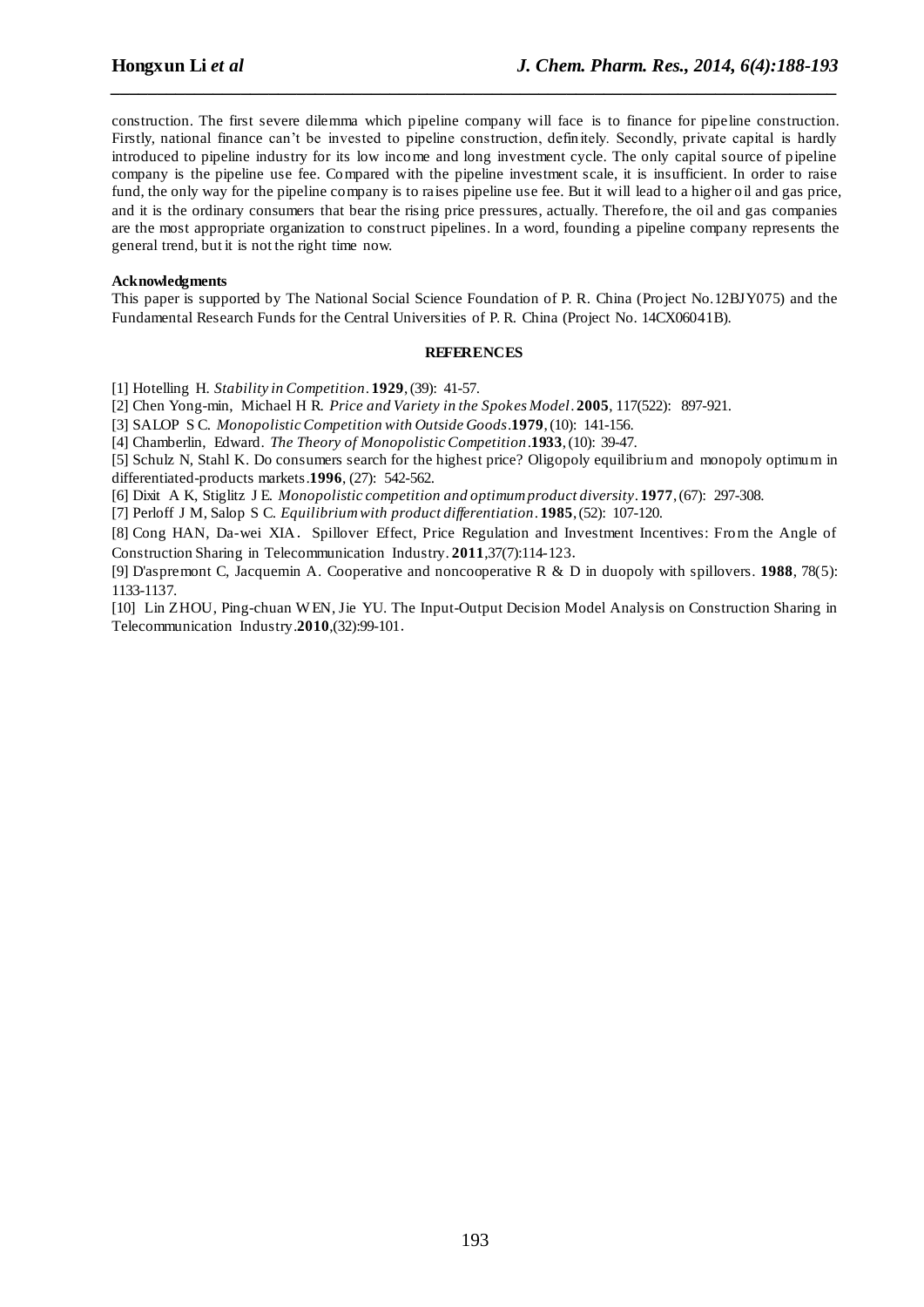construction. The first severe dilemma which pipeline company will face is to finance for pipeline construction. Firstly, national finance can't be invested to pipeline construction, definitely. Secondly, private capital is hardly introduced to pipeline industry for its low income and long investment cycle. The only capital source of pipeline company is the pipeline use fee. Compared with the pipeline investment scale, it is insufficient. In order to raise fund, the only way for the pipeline company is to raises pipeline use fee. But it will lead to a higher oil and gas price, and it is the ordinary consumers that bear the rising price pressures, actually. Therefore, the oil and gas companies are the most appropriate organization to construct pipelines. In a word, founding a pipeline company represents the general trend, but it is not the right time now.

**Acknowledgments**

This paper is supported by The National Social Science Foundation of P. R. China (Project No.12BJY075) and the Fundamental Research Funds for the Central Universities of P. R. China (Project No. 14CX06041B).

## REFERENCES

[1] Hotelling H. *Stability in Competition*. **1929**, (39): 41-57.

[2] Chen Yong-min, Michael H R. *Price and Variety in the Spokes Model*. **2005**, 117(522): 897-921.

[3] SALOP S C. *Monopolistic Competition with Outside Goods*.**1979**, (10): 141-156.

[4] Chamberlin, Edward. *The Theory of Monopolistic Competition*.**1933**, (10): 39-47.

[5] Schulz N, Stahl K. Do consumers search for the highest price? Oligopoly equilibrium and monopoly optimum in differentiated-products markets.**1996**, (27): 542-562.

[6] Dixit A K, Stiglitz J E. *Monopolistic competition and optimum product diversity*. **1977**, (67): 297-308.

[7] Perloff J M, Salop S C. *Equilibrium with product differentiation*. **1985**, (52): 107-120.

[8] Cong HAN, Da-wei XIA. Spillover Effect, Price Regulation and Investment Incentives: From the Angle of Construction Sharing in Telecommunication Industry. **2011**,37(7):114-123.

[9] D'aspremont C, Jacquemin A. Cooperative and noncooperative R & D in duopoly with spillovers. **1988**, 78(5): 1133-1137.

[10] Lin ZHOU, Ping-chuan WEN, Jie YU. The Input-Output Decision Model Analysis on Construction Sharing in Telecommunication Industry.**2010**,(32):99-101.